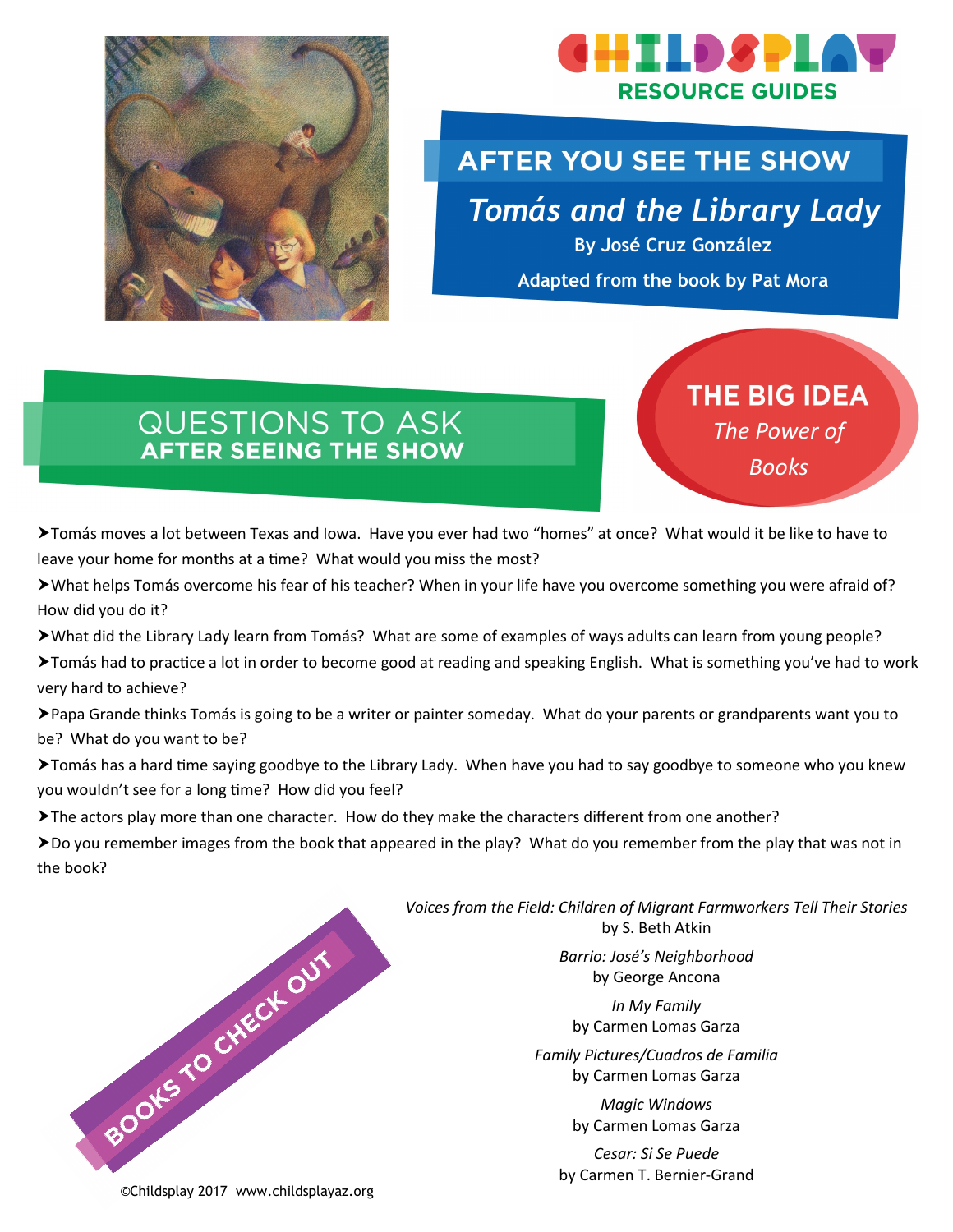# CHILDSPLAY RESOURCE GUIDES

## AFTER YOU SEE THE SHOW

## *Tomás and the Library Lady*

**By José Cruz González**

**Adapted from the book by Pat Mora**

## QUESTIONS TO ASK AFTER SEEING THE SHOW

## THE BIG IDEA

*The Power of Books*

- Tomás moves a lot between Texas and Iowa. Have you ever had two "homes" at once? What would it be like to have to leave your home for months at a time? What would you miss the most?
- What helps Tomás overcome his fear of his teacher? When in your life have you overcome something you were afraid of? How did you do it?
- What did the Library Lady learn from Tomás? What are some of examples of ways adults can learn from young people?
- Tomás had to practice a lot in order to become good at reading and speaking English. What is something you've had to work very hard to achieve?
- Papa Grande thinks Tomás is going to be a writer or painter someday. What do your parents or grandparents want you to be? What do you want to be?
- Tomás has a hard time saying goodbye to the Library Lady. When have you had to say goodbye to someone who you knew you wouldn't see for a long time? How did you feel?
- The actors play more than one character. How do they make the characters different from one another?
- Do you remember images from the book that appeared in the play? What do you remember from the play that was not in the book?

## BOOKS TO CHECK OUT

*Voices from the Field: Children of Migrant Farmworkers Tell Their Stories*
by S. Beth Atkin

*Barrio: José's Neighborhood*
by George Ancona

*In My Family*
by Carmen Lomas Garza

*Family Pictures/Cuadros de Familia*
by Carmen Lomas Garza

*Magic Windows*
by Carmen Lomas Garza

*Cesar: Si Se Puede*
by Carmen T. Bernier-Grand

©Childsplay 2017 www.childsplayaz.org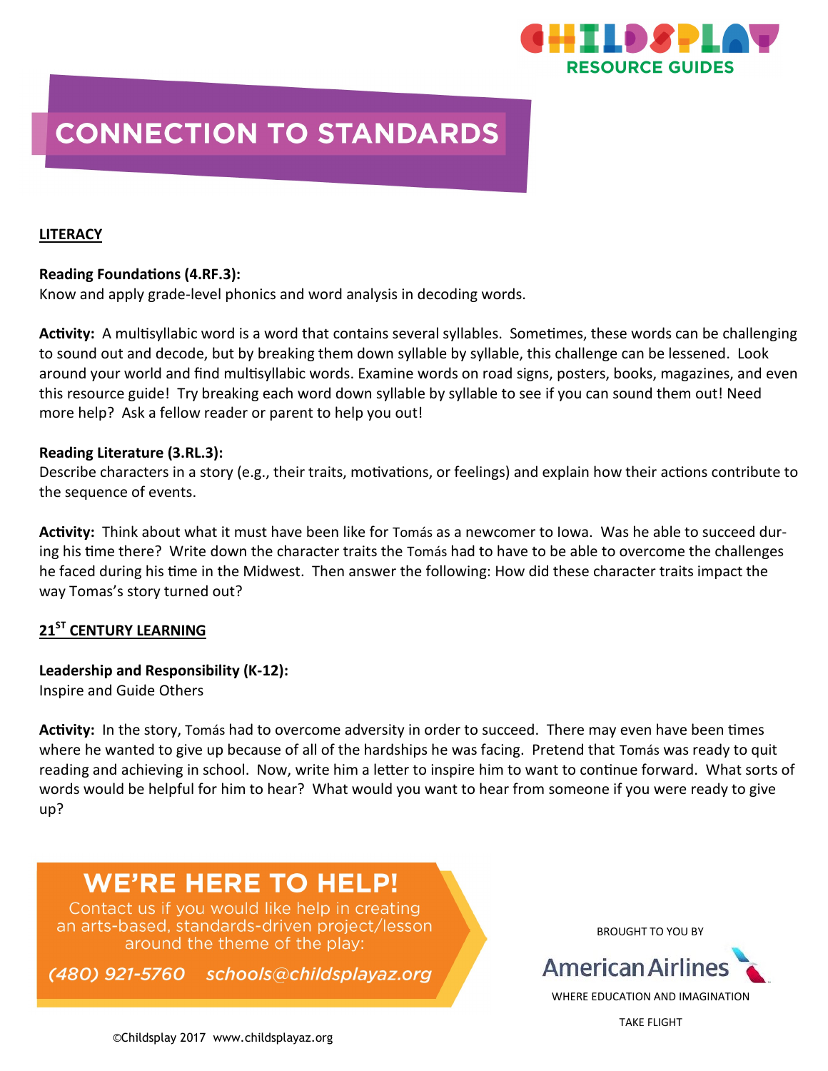CHILDSPLAY RESOURCE GUIDES

# CONNECTION TO STANDARDS

## LITERACY

**Reading Foundations (4.RF.3):**
Know and apply grade-level phonics and word analysis in decoding words.

**Activity:** A multisyllabic word is a word that contains several syllables. Sometimes, these words can be challenging to sound out and decode, but by breaking them down syllable by syllable, this challenge can be lessened. Look around your world and find multisyllabic words. Examine words on road signs, posters, books, magazines, and even this resource guide! Try breaking each word down syllable by syllable to see if you can sound them out! Need more help? Ask a fellow reader or parent to help you out!

**Reading Literature (3.RL.3):**
Describe characters in a story (e.g., their traits, motivations, or feelings) and explain how their actions contribute to the sequence of events.

**Activity:** Think about what it must have been like for Tomás as a newcomer to Iowa. Was he able to succeed during his time there? Write down the character traits the Tomás had to have to be able to overcome the challenges he faced during his time in the Midwest. Then answer the following: How did these character traits impact the way Tomas's story turned out?

## 21ST CENTURY LEARNING

**Leadership and Responsibility (K-12):**
Inspire and Guide Others

**Activity:** In the story, Tomás had to overcome adversity in order to succeed. There may even have been times where he wanted to give up because of all of the hardships he was facing. Pretend that Tomás was ready to quit reading and achieving in school. Now, write him a letter to inspire him to want to continue forward. What sorts of words would be helpful for him to hear? What would you want to hear from someone if you were ready to give up?

## WE'RE HERE TO HELP!

Contact us if you would like help in creating an arts-based, standards-driven project/lesson around the theme of the play:

*(480) 921-5760 schools@childsplayaz.org*

BROUGHT TO YOU BY

American Airlines

WHERE EDUCATION AND IMAGINATION TAKE FLIGHT

©Childsplay 2017 www.childsplayaz.org